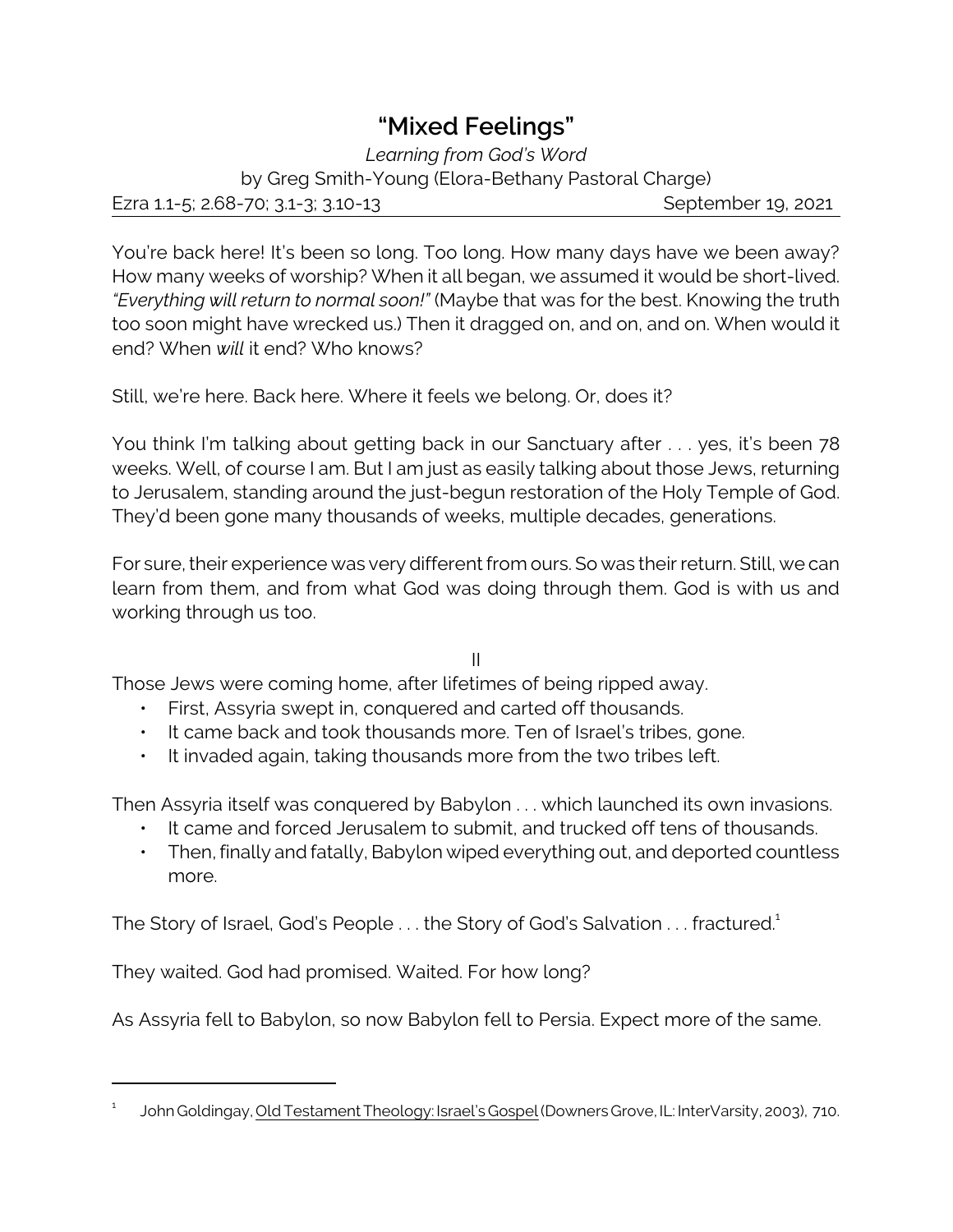# "Mixed Feelings"

*Learning from God's Word*

by Greg Smith-Young (Elora-Bethany Pastoral Charge)

Ezra 1.1-5; 2.68-70; 3.1-3; 3.10-13 September 19, 2021

You're back here! It's been so long. Too long. How many days have we been away? How many weeks of worship? When it all began, we assumed it would be short-lived. *"Everything will return to normal soon!"* (Maybe that was for the best. Knowing the truth too soon might have wrecked us.) Then it dragged on, and on, and on. When would it end? When *will* it end? Who knows?

Still, we're here. Back here. Where it feels we belong. Or, does it?

You think I'm talking about getting back in our Sanctuary after . . . yes, it's been 78 weeks. Well, of course I am. But I am just as easily talking about those Jews, returning to Jerusalem, standing around the just-begun restoration of the Holy Temple of God. They'd been gone many thousands of weeks, multiple decades, generations.

For sure, their experience was very different from ours. So was their return. Still, we can learn from them, and from what God was doing through them. God is with us and working through us too.

II

Those Jews were coming home, after lifetimes of being ripped away.

- First, Assyria swept in, conquered and carted off thousands.
- It came back and took thousands more. Ten of Israel's tribes, gone.
- It invaded again, taking thousands more from the two tribes left.

Then Assyria itself was conquered by Babylon . . . which launched its own invasions.

- It came and forced Jerusalem to submit, and trucked off tens of thousands.
- Then, finally and fatally, Babylon wiped everything out, and deported countless more.

The Story of Israel, God's People . . . the Story of God's Salvation . . . fractured.[1]

They waited. God had promised. Waited. For how long?

As Assyria fell to Babylon, so now Babylon fell to Persia. Expect more of the same.

---

[1] John Goldingay, Old Testament Theology: Israel's Gospel (Downers Grove, IL: InterVarsity, 2003), 710.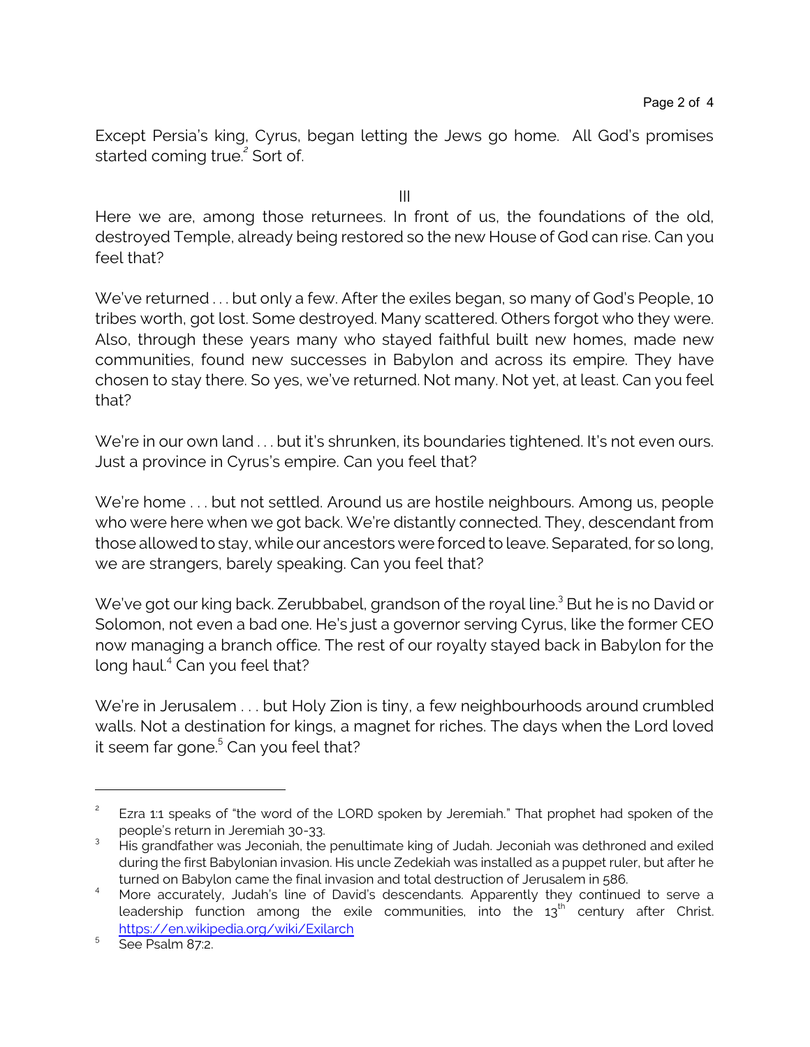Except Persia's king, Cyrus, began letting the Jews go home. All God's promises started coming true.[2] Sort of.

III

Here we are, among those returnees. In front of us, the foundations of the old, destroyed Temple, already being restored so the new House of God can rise. Can you feel that?

We've returned . . . but only a few. After the exiles began, so many of God's People, 10 tribes worth, got lost. Some destroyed. Many scattered. Others forgot who they were. Also, through these years many who stayed faithful built new homes, made new communities, found new successes in Babylon and across its empire. They have chosen to stay there. So yes, we've returned. Not many. Not yet, at least. Can you feel that?

We're in our own land . . . but it's shrunken, its boundaries tightened. It's not even ours. Just a province in Cyrus's empire. Can you feel that?

We're home . . . but not settled. Around us are hostile neighbours. Among us, people who were here when we got back. We're distantly connected. They, descendant from those allowed to stay, while our ancestors were forced to leave. Separated, for so long, we are strangers, barely speaking. Can you feel that?

We've got our king back. Zerubbabel, grandson of the royal line.[3] But he is no David or Solomon, not even a bad one. He's just a governor serving Cyrus, like the former CEO now managing a branch office. The rest of our royalty stayed back in Babylon for the long haul.[4] Can you feel that?

We're in Jerusalem . . . but Holy Zion is tiny, a few neighbourhoods around crumbled walls. Not a destination for kings, a magnet for riches. The days when the Lord loved it seem far gone.[5] Can you feel that?

---

[2] Ezra 1:1 speaks of "the word of the LORD spoken by Jeremiah." That prophet had spoken of the people's return in Jeremiah 30-33.

[3] His grandfather was Jeconiah, the penultimate king of Judah. Jeconiah was dethroned and exiled during the first Babylonian invasion. His uncle Zedekiah was installed as a puppet ruler, but after he turned on Babylon came the final invasion and total destruction of Jerusalem in 586.

[4] More accurately, Judah's line of David's descendants. Apparently they continued to serve a leadership function among the exile communities, into the 13th century after Christ. https://en.wikipedia.org/wiki/Exilarch

[5] See Psalm 87:2.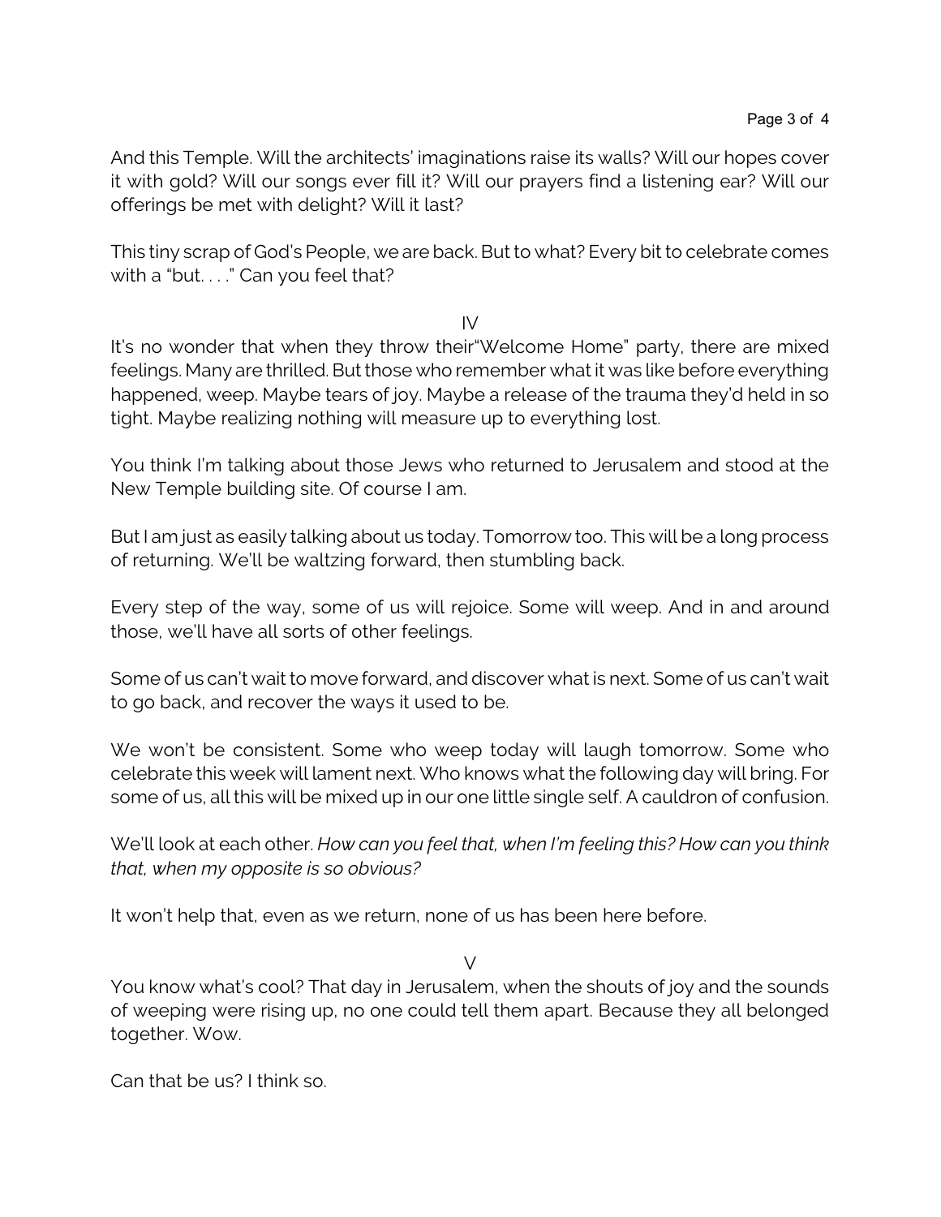And this Temple. Will the architects' imaginations raise its walls? Will our hopes cover it with gold? Will our songs ever fill it? Will our prayers find a listening ear? Will our offerings be met with delight? Will it last?

This tiny scrap of God's People, we are back. But to what? Every bit to celebrate comes with a "but. . . ." Can you feel that?

IV

It's no wonder that when they throw their"Welcome Home" party, there are mixed feelings. Many are thrilled. But those who remember what it was like before everything happened, weep. Maybe tears of joy. Maybe a release of the trauma they'd held in so tight. Maybe realizing nothing will measure up to everything lost.

You think I'm talking about those Jews who returned to Jerusalem and stood at the New Temple building site. Of course I am.

But I am just as easily talking about us today. Tomorrow too. This will be a long process of returning. We'll be waltzing forward, then stumbling back.

Every step of the way, some of us will rejoice. Some will weep. And in and around those, we'll have all sorts of other feelings.

Some of us can't wait to move forward, and discover what is next. Some of us can't wait to go back, and recover the ways it used to be.

We won't be consistent. Some who weep today will laugh tomorrow. Some who celebrate this week will lament next. Who knows what the following day will bring. For some of us, all this will be mixed up in our one little single self. A cauldron of confusion.

We'll look at each other. *How can you feel that, when I'm feeling this? How can you think that, when my opposite is so obvious?*

It won't help that, even as we return, none of us has been here before.

V

You know what's cool? That day in Jerusalem, when the shouts of joy and the sounds of weeping were rising up, no one could tell them apart. Because they all belonged together. Wow.

Can that be us? I think so.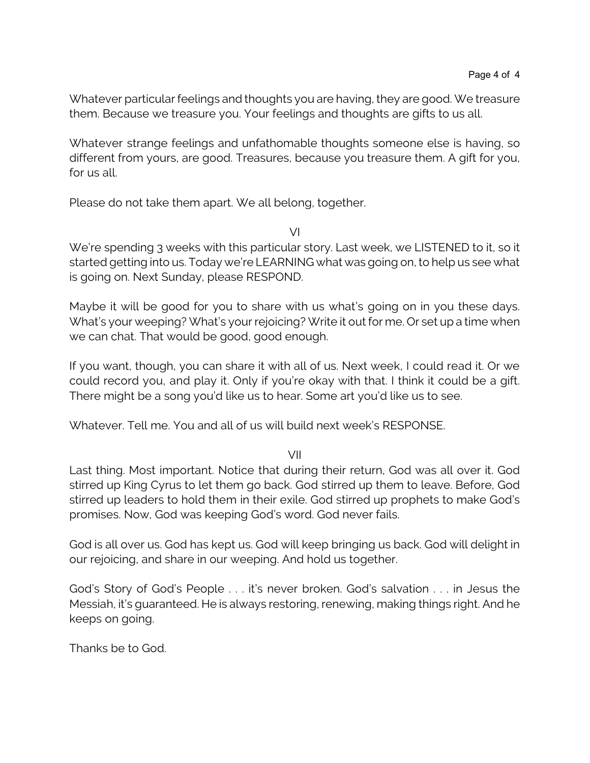Whatever particular feelings and thoughts you are having, they are good. We treasure them. Because we treasure you. Your feelings and thoughts are gifts to us all.

Whatever strange feelings and unfathomable thoughts someone else is having, so different from yours, are good. Treasures, because you treasure them. A gift for you, for us all.

Please do not take them apart. We all belong, together.

## VI

We're spending 3 weeks with this particular story. Last week, we LISTENED to it, so it started getting into us. Today we're LEARNING what was going on, to help us see what is going on. Next Sunday, please RESPOND.

Maybe it will be good for you to share with us what's going on in you these days. What's your weeping? What's your rejoicing? Write it out for me. Or set up a time when we can chat. That would be good, good enough.

If you want, though, you can share it with all of us. Next week, I could read it. Or we could record you, and play it. Only if you're okay with that. I think it could be a gift. There might be a song you'd like us to hear. Some art you'd like us to see.

Whatever. Tell me. You and all of us will build next week's RESPONSE.

## VII

Last thing. Most important. Notice that during their return, God was all over it. God stirred up King Cyrus to let them go back. God stirred up them to leave. Before, God stirred up leaders to hold them in their exile. God stirred up prophets to make God's promises. Now, God was keeping God's word. God never fails.

God is all over us. God has kept us. God will keep bringing us back. God will delight in our rejoicing, and share in our weeping. And hold us together.

God's Story of God's People . . . it's never broken. God's salvation . . . in Jesus the Messiah, it's guaranteed. He is always restoring, renewing, making things right. And he keeps on going.

Thanks be to God.